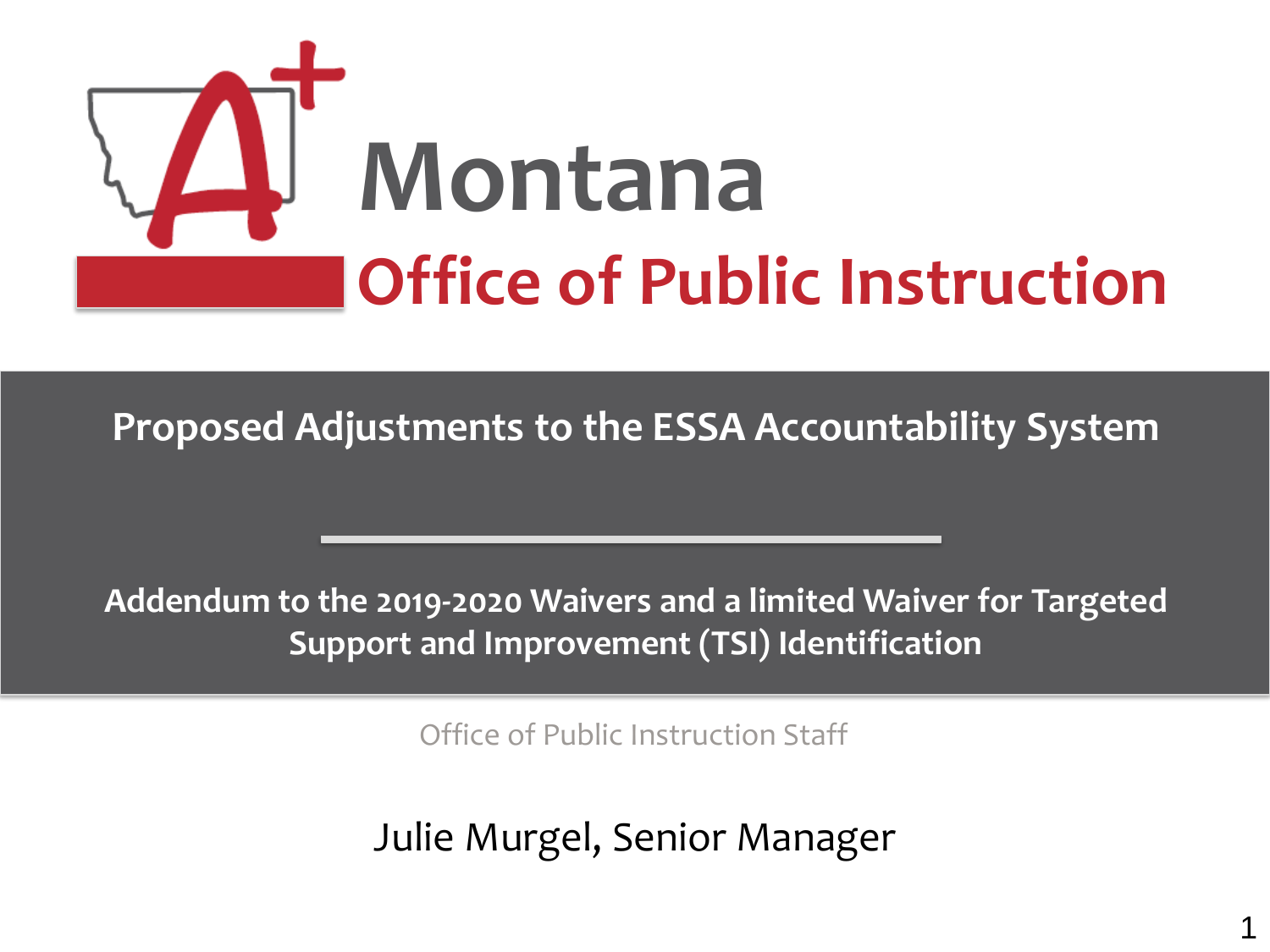# Montana

## Office of Public Instruction

**Proposed Adjustments to the ESSA Accountability System**

**Addendum to the 2019-2020 Waivers and a limited Waiver for Targeted Support and Improvement (TSI) Identification**

Office of Public Instruction Staff

Julie Murgel, Senior Manager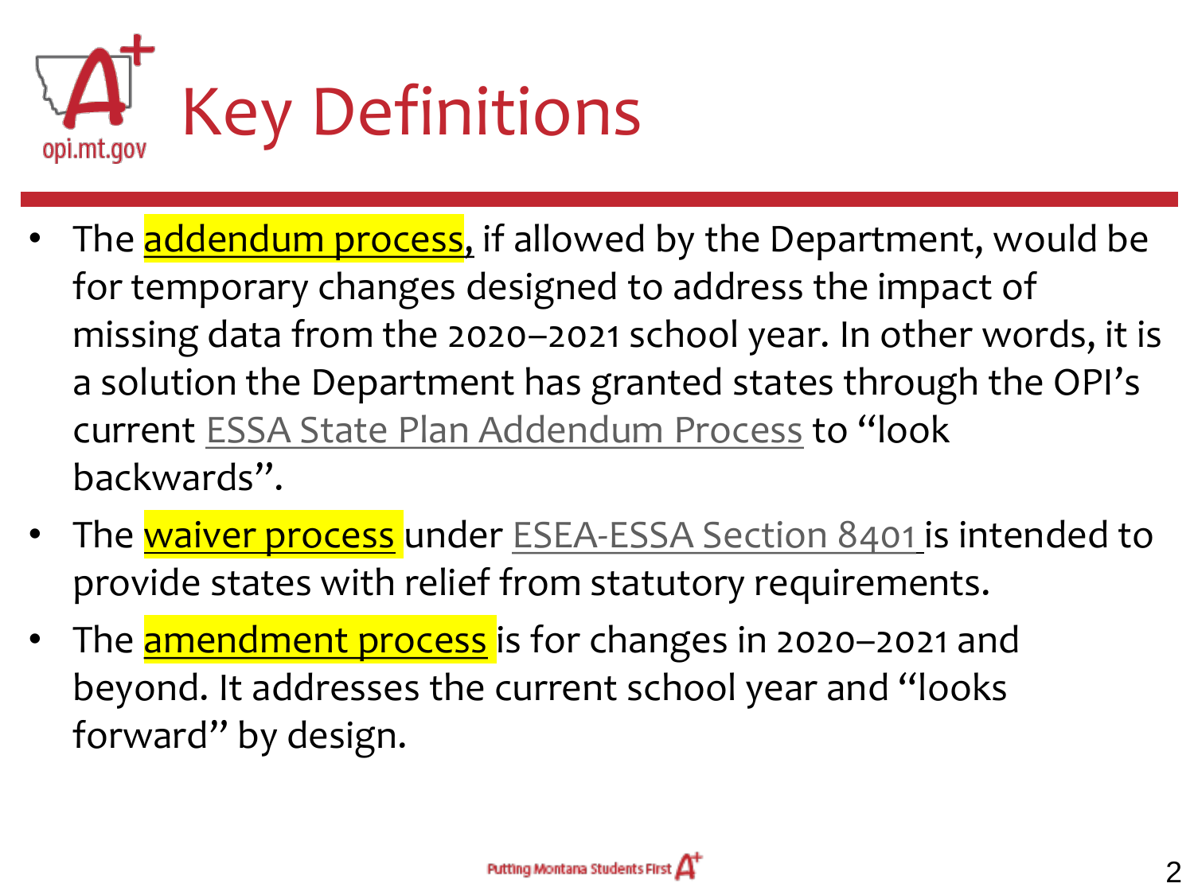# Key Definitions

- The addendum process, if allowed by the Department, would be for temporary changes designed to address the impact of missing data from the 2020–2021 school year. In other words, it is a solution the Department has granted states through the OPI's current ESSA State Plan Addendum Process to "look backwards".
- The waiver process under ESEA-ESSA Section 8401 is intended to provide states with relief from statutory requirements.
- The amendment process is for changes in 2020–2021 and beyond. It addresses the current school year and "looks forward" by design.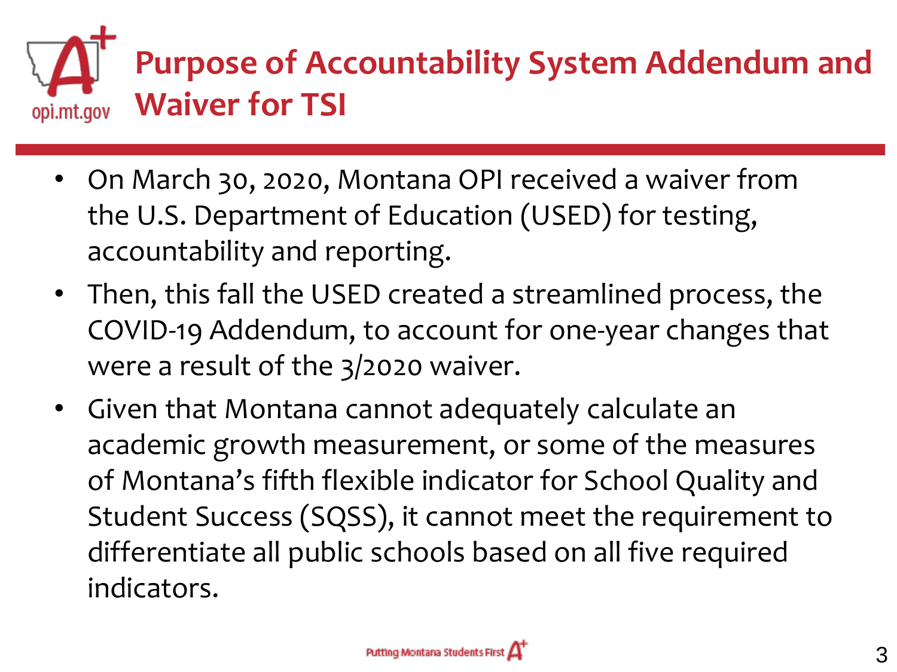# Purpose of Accountability System Addendum and Waiver for TSI

- On March 30, 2020, Montana OPI received a waiver from the U.S. Department of Education (USED) for testing, accountability and reporting.
- Then, this fall the USED created a streamlined process, the COVID-19 Addendum, to account for one-year changes that were a result of the 3/2020 waiver.
- Given that Montana cannot adequately calculate an academic growth measurement, or some of the measures of Montana's fifth flexible indicator for School Quality and Student Success (SQSS), it cannot meet the requirement to differentiate all public schools based on all five required indicators.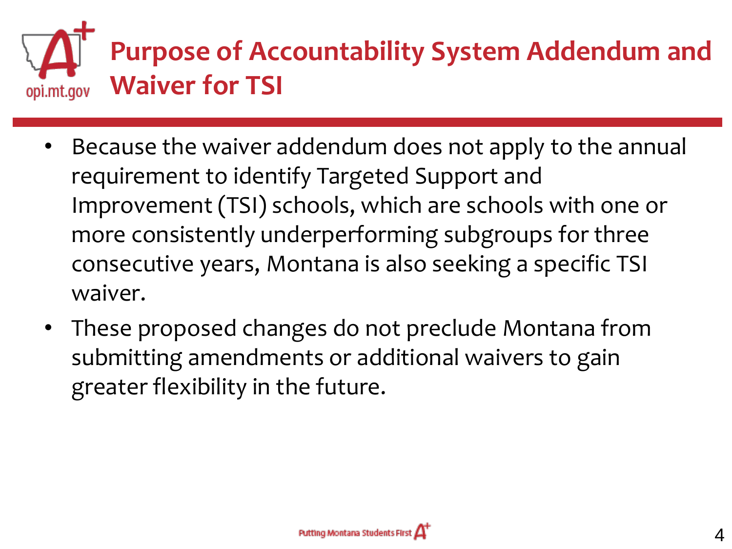# Purpose of Accountability System Addendum and Waiver for TSI

- Because the waiver addendum does not apply to the annual requirement to identify Targeted Support and Improvement (TSI) schools, which are schools with one or more consistently underperforming subgroups for three consecutive years, Montana is also seeking a specific TSI waiver.
- These proposed changes do not preclude Montana from submitting amendments or additional waivers to gain greater flexibility in the future.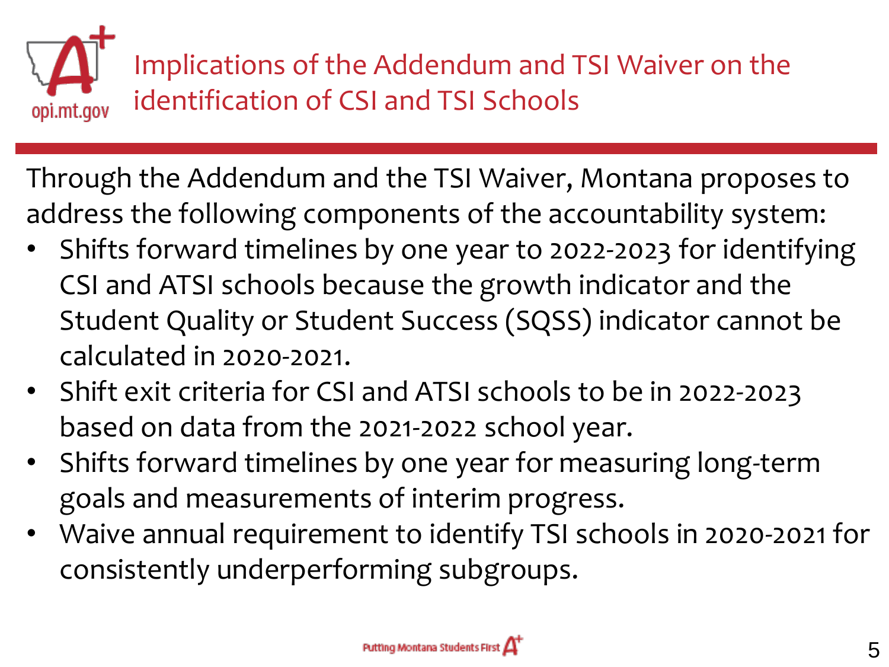# Implications of the Addendum and TSI Waiver on the identification of CSI and TSI Schools

Through the Addendum and the TSI Waiver, Montana proposes to address the following components of the accountability system:

- Shifts forward timelines by one year to 2022-2023 for identifying CSI and ATSI schools because the growth indicator and the Student Quality or Student Success (SQSS) indicator cannot be calculated in 2020-2021.
- Shift exit criteria for CSI and ATSI schools to be in 2022-2023 based on data from the 2021-2022 school year.
- Shifts forward timelines by one year for measuring long-term goals and measurements of interim progress.
- Waive annual requirement to identify TSI schools in 2020-2021 for consistently underperforming subgroups.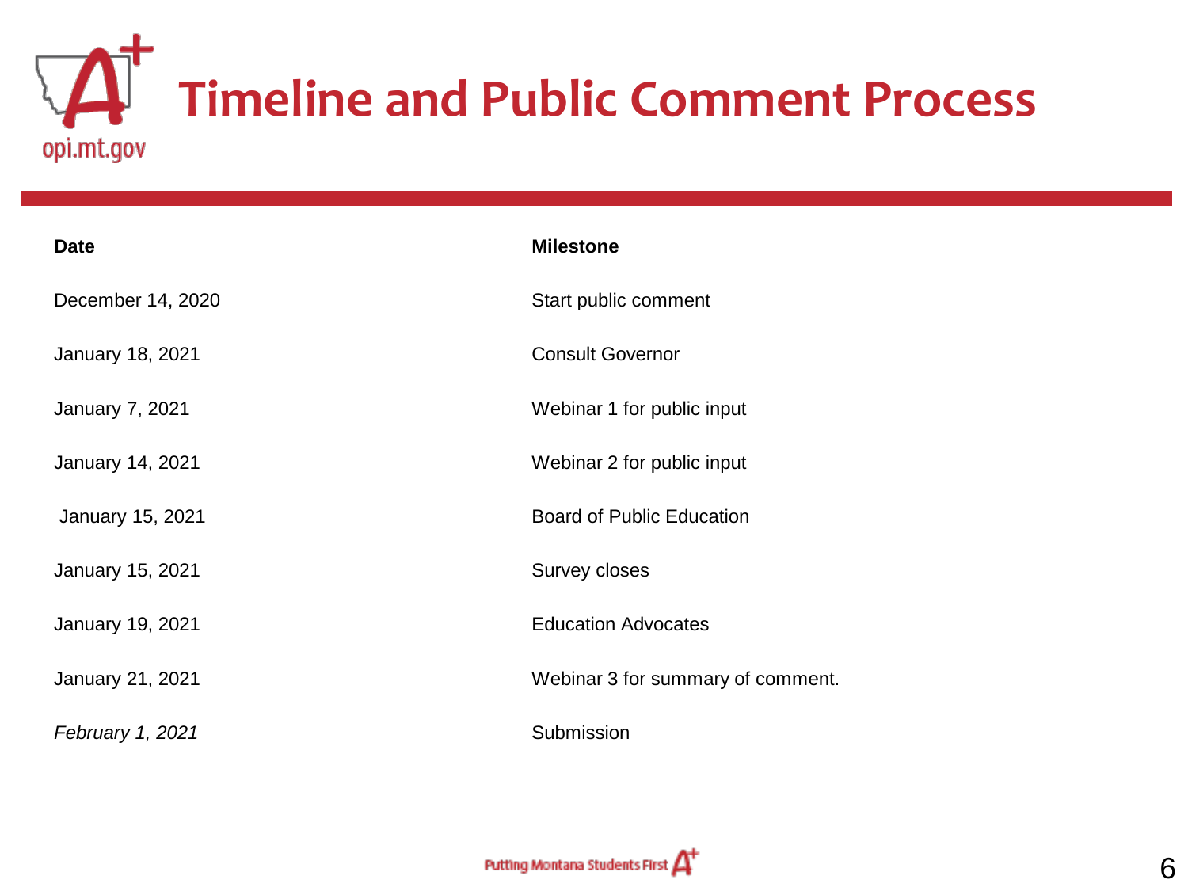# Timeline and Public Comment Process

| Date | Milestone |
| --- | --- |
| December 14, 2020 | Start public comment |
| January 18, 2021 | Consult Governor |
| January 7, 2021 | Webinar 1 for public input |
| January 14, 2021 | Webinar 2 for public input |
| January 15, 2021 | Board of Public Education |
| January 15, 2021 | Survey closes |
| January 19, 2021 | Education Advocates |
| January 21, 2021 | Webinar 3 for summary of comment. |
| *February 1, 2021* | Submission |